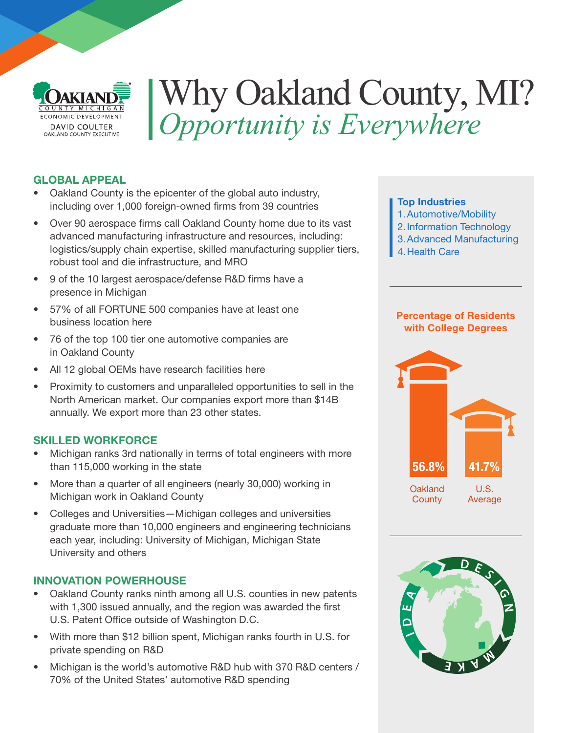# Why Oakland County, MI?
## *Opportunity is Everywhere*

### GLOBAL APPEAL

- Oakland County is the epicenter of the global auto industry, including over 1,000 foreign-owned firms from 39 countries
- Over 90 aerospace firms call Oakland County home due to its vast advanced manufacturing infrastructure and resources, including: logistics/supply chain expertise, skilled manufacturing supplier tiers, robust tool and die infrastructure, and MRO
- 9 of the 10 largest aerospace/defense R&D firms have a presence in Michigan
- 57% of all FORTUNE 500 companies have at least one business location here
- 76 of the top 100 tier one automotive companies are in Oakland County
- All 12 global OEMs have research facilities here
- Proximity to customers and unparalleled opportunities to sell in the North American market. Our companies export more than $14B annually. We export more than 23 other states.

### SKILLED WORKFORCE

- Michigan ranks 3rd nationally in terms of total engineers with more than 115,000 working in the state
- More than a quarter of all engineers (nearly 30,000) working in Michigan work in Oakland County
- Colleges and Universities—Michigan colleges and universities graduate more than 10,000 engineers and engineering technicians each year, including: University of Michigan, Michigan State University and others

### INNOVATION POWERHOUSE

- Oakland County ranks ninth among all U.S. counties in new patents with 1,300 issued annually, and the region was awarded the first U.S. Patent Office outside of Washington D.C.
- With more than $12 billion spent, Michigan ranks fourth in U.S. for private spending on R&D
- Michigan is the world's automotive R&D hub with 370 R&D centers / 70% of the United States' automotive R&D spending

**Top Industries**

1. Automotive/Mobility
2. Information Technology
3. Advanced Manufacturing
4. Health Care

**Percentage of Residents with College Degrees**

| Oakland County | U.S. Average |
|---|---|
| 56.8% | 41.7% |

IDEA · DESIGN · MAKE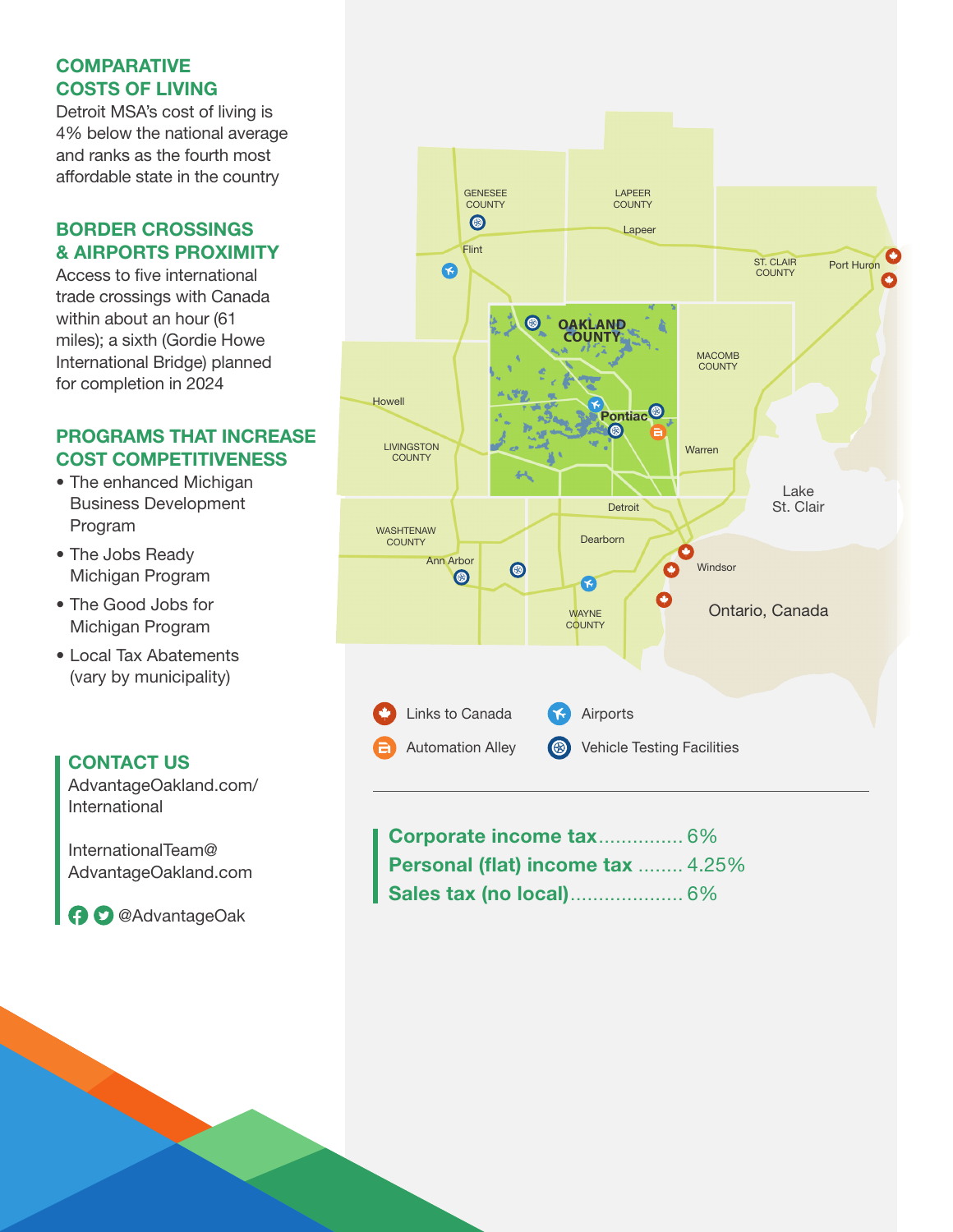## COMPARATIVE COSTS OF LIVING

Detroit MSA's cost of living is 4% below the national average and ranks as the fourth most affordable state in the country

## BORDER CROSSINGS & AIRPORTS PROXIMITY

Access to five international trade crossings with Canada within about an hour (61 miles); a sixth (Gordie Howe International Bridge) planned for completion in 2024

## PROGRAMS THAT INCREASE COST COMPETITIVENESS

- The enhanced Michigan Business Development Program
- The Jobs Ready Michigan Program
- The Good Jobs for Michigan Program
- Local Tax Abatements (vary by municipality)

## CONTACT US

AdvantageOakland.com/International

InternationalTeam@AdvantageOakland.com

@AdvantageOak

GENESEE COUNTY
Flint
LAPEER COUNTY
Lapeer
ST. CLAIR COUNTY
Port Huron
OAKLAND COUNTY
MACOMB COUNTY
Howell
LIVINGSTON COUNTY
Pontiac
Warren
Lake St. Clair
Detroit
WASHTENAW COUNTY
Dearborn
Ann Arbor
Windsor
WAYNE COUNTY
Ontario, Canada

Links to Canada
Airports
Automation Alley
Vehicle Testing Facilities

**Corporate income tax**............... 6%
**Personal (flat) income tax** ........ 4.25%
**Sales tax (no local)**.................... 6%